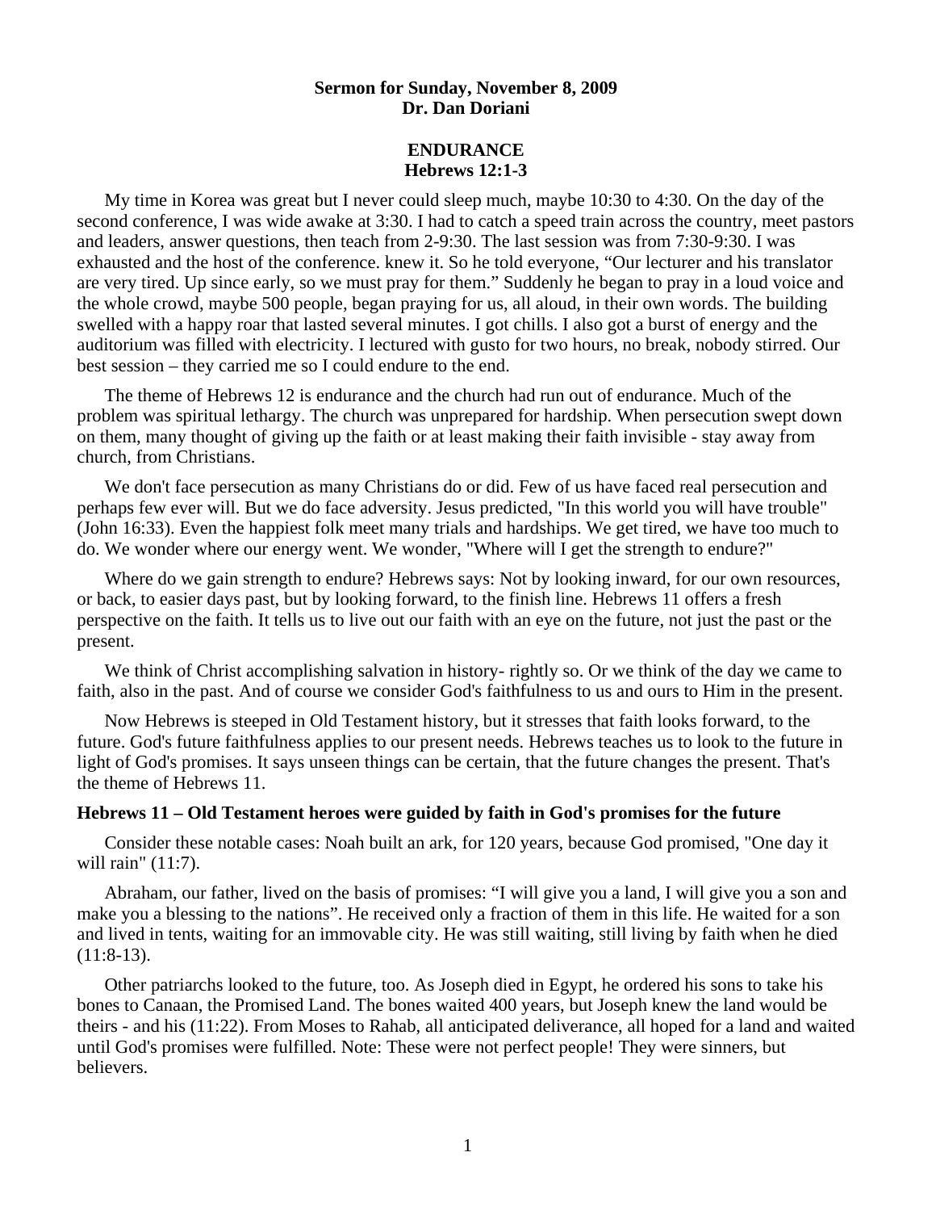**Sermon for Sunday, November 8, 2009**
**Dr. Dan Doriani**

# ENDURANCE
## Hebrews 12:1-3

My time in Korea was great but I never could sleep much, maybe 10:30 to 4:30. On the day of the second conference, I was wide awake at 3:30. I had to catch a speed train across the country, meet pastors and leaders, answer questions, then teach from 2-9:30. The last session was from 7:30-9:30. I was exhausted and the host of the conference. knew it. So he told everyone, "Our lecturer and his translator are very tired. Up since early, so we must pray for them." Suddenly he began to pray in a loud voice and the whole crowd, maybe 500 people, began praying for us, all aloud, in their own words. The building swelled with a happy roar that lasted several minutes. I got chills. I also got a burst of energy and the auditorium was filled with electricity. I lectured with gusto for two hours, no break, nobody stirred. Our best session – they carried me so I could endure to the end.

The theme of Hebrews 12 is endurance and the church had run out of endurance. Much of the problem was spiritual lethargy. The church was unprepared for hardship. When persecution swept down on them, many thought of giving up the faith or at least making their faith invisible - stay away from church, from Christians.

We don't face persecution as many Christians do or did. Few of us have faced real persecution and perhaps few ever will. But we do face adversity. Jesus predicted, "In this world you will have trouble" (John 16:33). Even the happiest folk meet many trials and hardships. We get tired, we have too much to do. We wonder where our energy went. We wonder, "Where will I get the strength to endure?"

Where do we gain strength to endure? Hebrews says: Not by looking inward, for our own resources, or back, to easier days past, but by looking forward, to the finish line. Hebrews 11 offers a fresh perspective on the faith. It tells us to live out our faith with an eye on the future, not just the past or the present.

We think of Christ accomplishing salvation in history- rightly so. Or we think of the day we came to faith, also in the past. And of course we consider God's faithfulness to us and ours to Him in the present.

Now Hebrews is steeped in Old Testament history, but it stresses that faith looks forward, to the future. God's future faithfulness applies to our present needs. Hebrews teaches us to look to the future in light of God's promises. It says unseen things can be certain, that the future changes the present. That's the theme of Hebrews 11.

### Hebrews 11 – Old Testament heroes were guided by faith in God's promises for the future

Consider these notable cases: Noah built an ark, for 120 years, because God promised, "One day it will rain" (11:7).

Abraham, our father, lived on the basis of promises: "I will give you a land, I will give you a son and make you a blessing to the nations". He received only a fraction of them in this life. He waited for a son and lived in tents, waiting for an immovable city. He was still waiting, still living by faith when he died (11:8-13).

Other patriarchs looked to the future, too. As Joseph died in Egypt, he ordered his sons to take his bones to Canaan, the Promised Land. The bones waited 400 years, but Joseph knew the land would be theirs - and his (11:22). From Moses to Rahab, all anticipated deliverance, all hoped for a land and waited until God's promises were fulfilled. Note: These were not perfect people! They were sinners, but believers.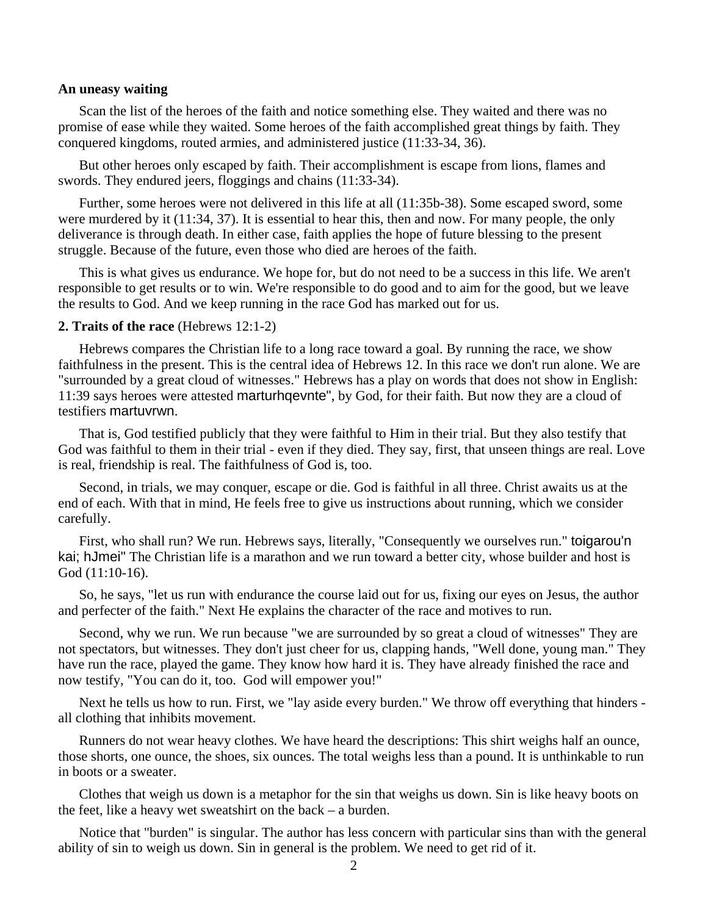**An uneasy waiting**

Scan the list of the heroes of the faith and notice something else. They waited and there was no promise of ease while they waited. Some heroes of the faith accomplished great things by faith. They conquered kingdoms, routed armies, and administered justice (11:33-34, 36).

But other heroes only escaped by faith. Their accomplishment is escape from lions, flames and swords. They endured jeers, floggings and chains (11:33-34).

Further, some heroes were not delivered in this life at all (11:35b-38). Some escaped sword, some were murdered by it (11:34, 37). It is essential to hear this, then and now. For many people, the only deliverance is through death. In either case, faith applies the hope of future blessing to the present struggle. Because of the future, even those who died are heroes of the faith.

This is what gives us endurance. We hope for, but do not need to be a success in this life. We aren't responsible to get results or to win. We're responsible to do good and to aim for the good, but we leave the results to God. And we keep running in the race God has marked out for us.

**2. Traits of the race** (Hebrews 12:1-2)

Hebrews compares the Christian life to a long race toward a goal. By running the race, we show faithfulness in the present. This is the central idea of Hebrews 12. In this race we don't run alone. We are "surrounded by a great cloud of witnesses." Hebrews has a play on words that does not show in English: 11:39 says heroes were attested marturhqevnte", by God, for their faith. But now they are a cloud of testifiers martuvrwn.

That is, God testified publicly that they were faithful to Him in their trial. But they also testify that God was faithful to them in their trial - even if they died. They say, first, that unseen things are real. Love is real, friendship is real. The faithfulness of God is, too.

Second, in trials, we may conquer, escape or die. God is faithful in all three. Christ awaits us at the end of each. With that in mind, He feels free to give us instructions about running, which we consider carefully.

First, who shall run? We run. Hebrews says, literally, "Consequently we ourselves run." toigarou'n kai; hJmei" The Christian life is a marathon and we run toward a better city, whose builder and host is God (11:10-16).

So, he says, "let us run with endurance the course laid out for us, fixing our eyes on Jesus, the author and perfecter of the faith." Next He explains the character of the race and motives to run.

Second, why we run. We run because "we are surrounded by so great a cloud of witnesses" They are not spectators, but witnesses. They don't just cheer for us, clapping hands, "Well done, young man." They have run the race, played the game. They know how hard it is. They have already finished the race and now testify, "You can do it, too. God will empower you!"

Next he tells us how to run. First, we "lay aside every burden." We throw off everything that hinders - all clothing that inhibits movement.

Runners do not wear heavy clothes. We have heard the descriptions: This shirt weighs half an ounce, those shorts, one ounce, the shoes, six ounces. The total weighs less than a pound. It is unthinkable to run in boots or a sweater.

Clothes that weigh us down is a metaphor for the sin that weighs us down. Sin is like heavy boots on the feet, like a heavy wet sweatshirt on the back – a burden.

Notice that "burden" is singular. The author has less concern with particular sins than with the general ability of sin to weigh us down. Sin in general is the problem. We need to get rid of it.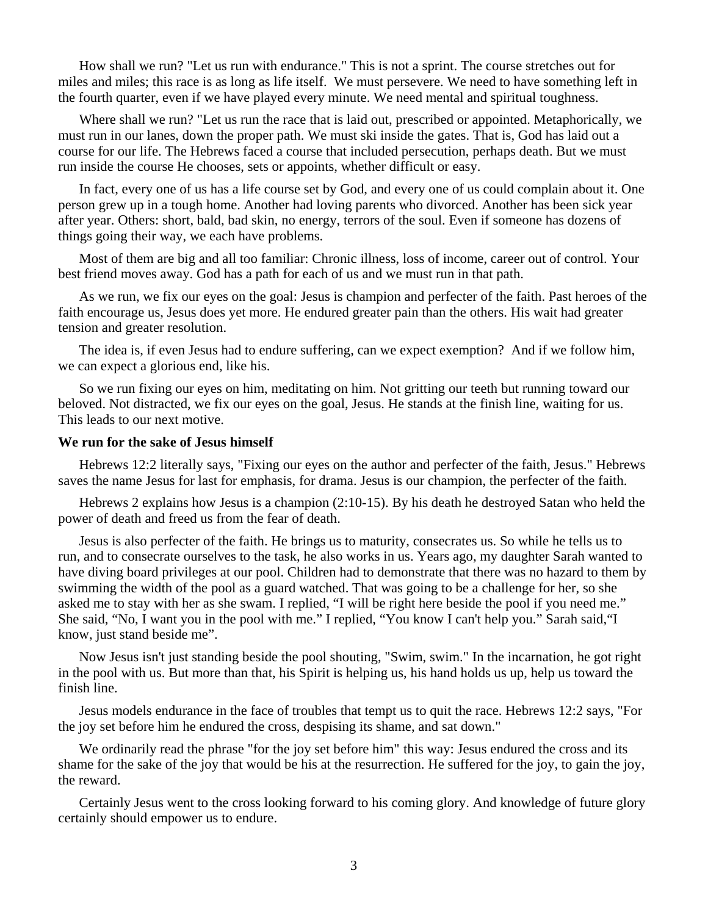How shall we run? "Let us run with endurance." This is not a sprint. The course stretches out for miles and miles; this race is as long as life itself. We must persevere. We need to have something left in the fourth quarter, even if we have played every minute. We need mental and spiritual toughness.

Where shall we run? "Let us run the race that is laid out, prescribed or appointed. Metaphorically, we must run in our lanes, down the proper path. We must ski inside the gates. That is, God has laid out a course for our life. The Hebrews faced a course that included persecution, perhaps death. But we must run inside the course He chooses, sets or appoints, whether difficult or easy.

In fact, every one of us has a life course set by God, and every one of us could complain about it. One person grew up in a tough home. Another had loving parents who divorced. Another has been sick year after year. Others: short, bald, bad skin, no energy, terrors of the soul. Even if someone has dozens of things going their way, we each have problems.

Most of them are big and all too familiar: Chronic illness, loss of income, career out of control. Your best friend moves away. God has a path for each of us and we must run in that path.

As we run, we fix our eyes on the goal: Jesus is champion and perfecter of the faith. Past heroes of the faith encourage us, Jesus does yet more. He endured greater pain than the others. His wait had greater tension and greater resolution.

The idea is, if even Jesus had to endure suffering, can we expect exemption? And if we follow him, we can expect a glorious end, like his.

So we run fixing our eyes on him, meditating on him. Not gritting our teeth but running toward our beloved. Not distracted, we fix our eyes on the goal, Jesus. He stands at the finish line, waiting for us. This leads to our next motive.

**We run for the sake of Jesus himself**

Hebrews 12:2 literally says, "Fixing our eyes on the author and perfecter of the faith, Jesus." Hebrews saves the name Jesus for last for emphasis, for drama. Jesus is our champion, the perfecter of the faith.

Hebrews 2 explains how Jesus is a champion (2:10-15). By his death he destroyed Satan who held the power of death and freed us from the fear of death.

Jesus is also perfecter of the faith. He brings us to maturity, consecrates us. So while he tells us to run, and to consecrate ourselves to the task, he also works in us. Years ago, my daughter Sarah wanted to have diving board privileges at our pool. Children had to demonstrate that there was no hazard to them by swimming the width of the pool as a guard watched. That was going to be a challenge for her, so she asked me to stay with her as she swam. I replied, "I will be right here beside the pool if you need me." She said, "No, I want you in the pool with me." I replied, "You know I can't help you." Sarah said,"I know, just stand beside me".

Now Jesus isn't just standing beside the pool shouting, "Swim, swim." In the incarnation, he got right in the pool with us. But more than that, his Spirit is helping us, his hand holds us up, help us toward the finish line.

Jesus models endurance in the face of troubles that tempt us to quit the race. Hebrews 12:2 says, "For the joy set before him he endured the cross, despising its shame, and sat down."

We ordinarily read the phrase "for the joy set before him" this way: Jesus endured the cross and its shame for the sake of the joy that would be his at the resurrection. He suffered for the joy, to gain the joy, the reward.

Certainly Jesus went to the cross looking forward to his coming glory. And knowledge of future glory certainly should empower us to endure.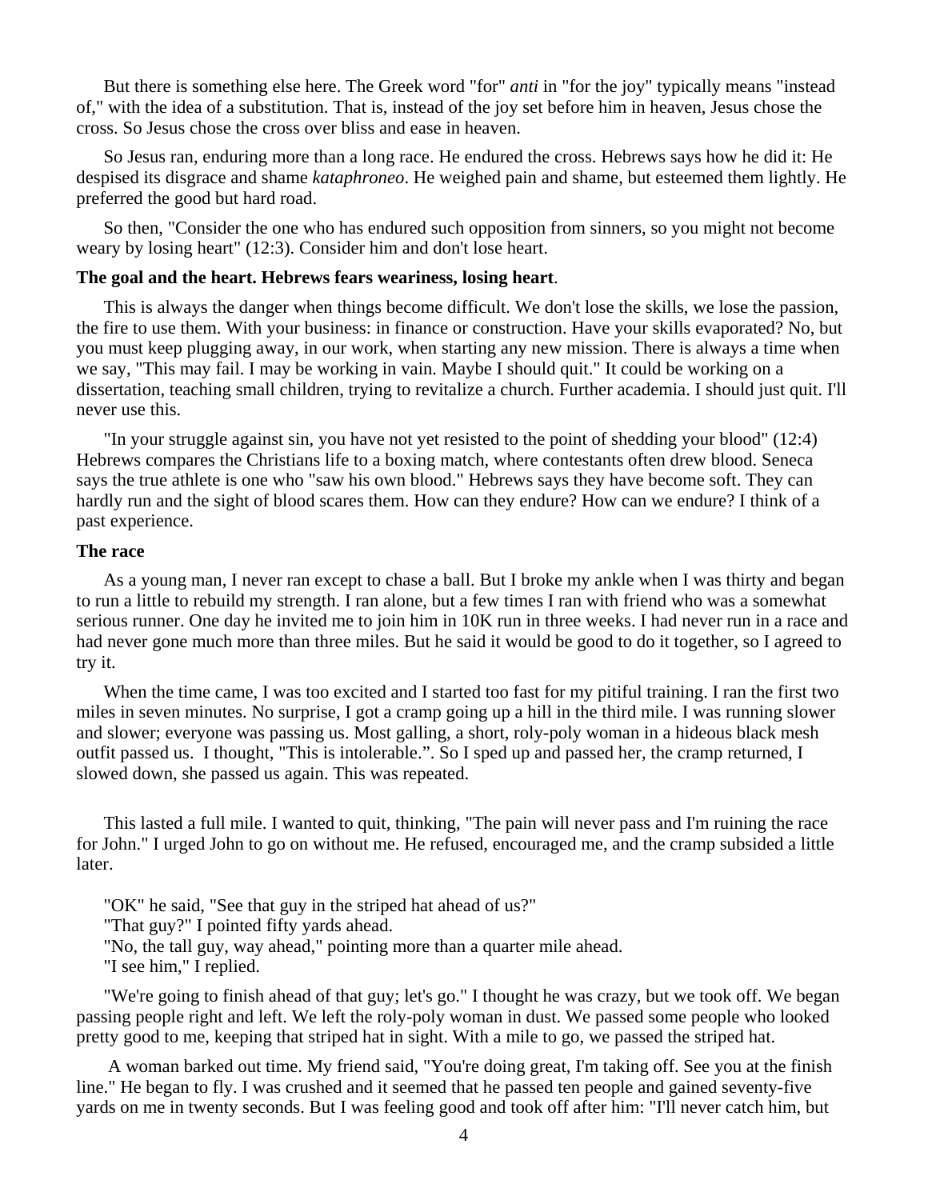But there is something else here. The Greek word "for" *anti* in "for the joy" typically means "instead of," with the idea of a substitution. That is, instead of the joy set before him in heaven, Jesus chose the cross. So Jesus chose the cross over bliss and ease in heaven.

So Jesus ran, enduring more than a long race. He endured the cross. Hebrews says how he did it: He despised its disgrace and shame *kataphroneo*. He weighed pain and shame, but esteemed them lightly. He preferred the good but hard road.

So then, "Consider the one who has endured such opposition from sinners, so you might not become weary by losing heart" (12:3). Consider him and don't lose heart.

**The goal and the heart. Hebrews fears weariness, losing heart**.

This is always the danger when things become difficult. We don't lose the skills, we lose the passion, the fire to use them. With your business: in finance or construction. Have your skills evaporated? No, but you must keep plugging away, in our work, when starting any new mission. There is always a time when we say, "This may fail. I may be working in vain. Maybe I should quit." It could be working on a dissertation, teaching small children, trying to revitalize a church. Further academia. I should just quit. I'll never use this.

"In your struggle against sin, you have not yet resisted to the point of shedding your blood" (12:4) Hebrews compares the Christians life to a boxing match, where contestants often drew blood. Seneca says the true athlete is one who "saw his own blood." Hebrews says they have become soft. They can hardly run and the sight of blood scares them. How can they endure? How can we endure? I think of a past experience.

**The race**

As a young man, I never ran except to chase a ball. But I broke my ankle when I was thirty and began to run a little to rebuild my strength. I ran alone, but a few times I ran with friend who was a somewhat serious runner. One day he invited me to join him in 10K run in three weeks. I had never run in a race and had never gone much more than three miles. But he said it would be good to do it together, so I agreed to try it.

When the time came, I was too excited and I started too fast for my pitiful training. I ran the first two miles in seven minutes. No surprise, I got a cramp going up a hill in the third mile. I was running slower and slower; everyone was passing us. Most galling, a short, roly-poly woman in a hideous black mesh outfit passed us. I thought, "This is intolerable.". So I sped up and passed her, the cramp returned, I slowed down, she passed us again. This was repeated.

This lasted a full mile. I wanted to quit, thinking, "The pain will never pass and I'm ruining the race for John." I urged John to go on without me. He refused, encouraged me, and the cramp subsided a little later.

"OK" he said, "See that guy in the striped hat ahead of us?"
"That guy?" I pointed fifty yards ahead.
"No, the tall guy, way ahead," pointing more than a quarter mile ahead.
"I see him," I replied.

"We're going to finish ahead of that guy; let's go." I thought he was crazy, but we took off. We began passing people right and left. We left the roly-poly woman in dust. We passed some people who looked pretty good to me, keeping that striped hat in sight. With a mile to go, we passed the striped hat.

A woman barked out time. My friend said, "You're doing great, I'm taking off. See you at the finish line." He began to fly. I was crushed and it seemed that he passed ten people and gained seventy-five yards on me in twenty seconds. But I was feeling good and took off after him: "I'll never catch him, but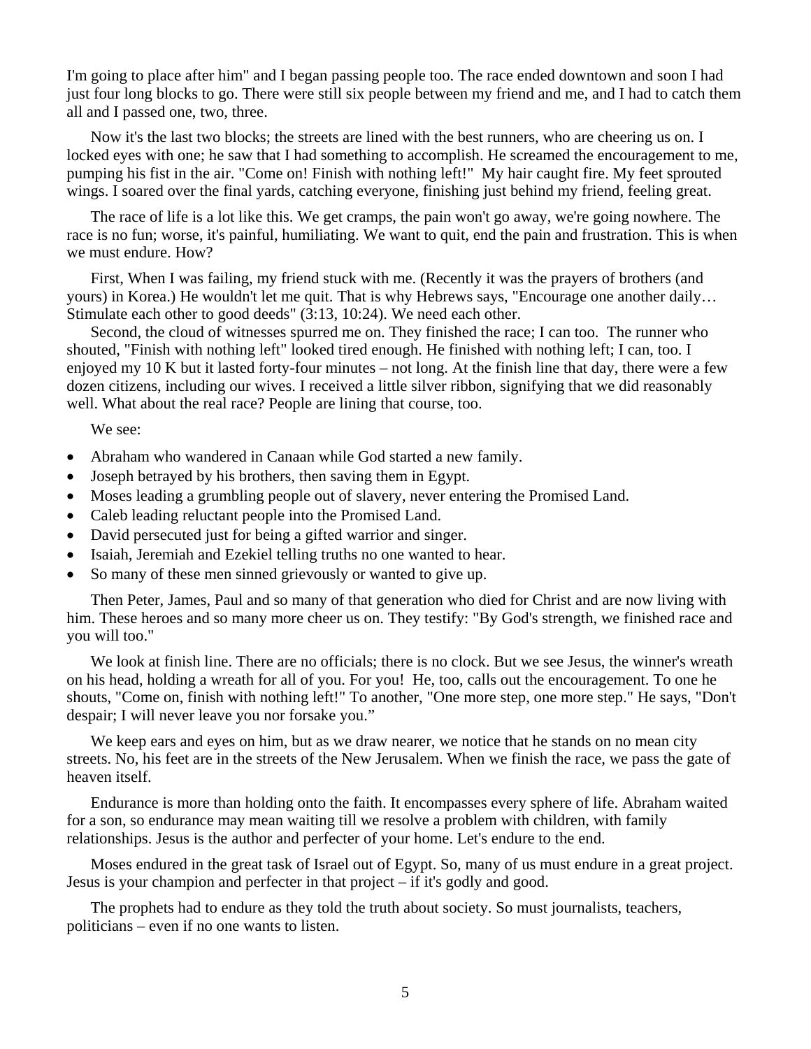I'm going to place after him" and I began passing people too. The race ended downtown and soon I had just four long blocks to go. There were still six people between my friend and me, and I had to catch them all and I passed one, two, three.

Now it's the last two blocks; the streets are lined with the best runners, who are cheering us on. I locked eyes with one; he saw that I had something to accomplish. He screamed the encouragement to me, pumping his fist in the air. "Come on! Finish with nothing left!" My hair caught fire. My feet sprouted wings. I soared over the final yards, catching everyone, finishing just behind my friend, feeling great.

The race of life is a lot like this. We get cramps, the pain won't go away, we're going nowhere. The race is no fun; worse, it's painful, humiliating. We want to quit, end the pain and frustration. This is when we must endure. How?

First, When I was failing, my friend stuck with me. (Recently it was the prayers of brothers (and yours) in Korea.) He wouldn't let me quit. That is why Hebrews says, "Encourage one another daily… Stimulate each other to good deeds" (3:13, 10:24). We need each other.

Second, the cloud of witnesses spurred me on. They finished the race; I can too. The runner who shouted, "Finish with nothing left" looked tired enough. He finished with nothing left; I can, too. I enjoyed my 10 K but it lasted forty-four minutes – not long. At the finish line that day, there were a few dozen citizens, including our wives. I received a little silver ribbon, signifying that we did reasonably well. What about the real race? People are lining that course, too.

We see:

- Abraham who wandered in Canaan while God started a new family.
- Joseph betrayed by his brothers, then saving them in Egypt.
- Moses leading a grumbling people out of slavery, never entering the Promised Land.
- Caleb leading reluctant people into the Promised Land.
- David persecuted just for being a gifted warrior and singer.
- Isaiah, Jeremiah and Ezekiel telling truths no one wanted to hear.
- So many of these men sinned grievously or wanted to give up.

Then Peter, James, Paul and so many of that generation who died for Christ and are now living with him. These heroes and so many more cheer us on. They testify: "By God's strength, we finished race and you will too."

We look at finish line. There are no officials; there is no clock. But we see Jesus, the winner's wreath on his head, holding a wreath for all of you. For you! He, too, calls out the encouragement. To one he shouts, "Come on, finish with nothing left!" To another, "One more step, one more step." He says, "Don't despair; I will never leave you nor forsake you."

We keep ears and eyes on him, but as we draw nearer, we notice that he stands on no mean city streets. No, his feet are in the streets of the New Jerusalem. When we finish the race, we pass the gate of heaven itself.

Endurance is more than holding onto the faith. It encompasses every sphere of life. Abraham waited for a son, so endurance may mean waiting till we resolve a problem with children, with family relationships. Jesus is the author and perfecter of your home. Let's endure to the end.

Moses endured in the great task of Israel out of Egypt. So, many of us must endure in a great project. Jesus is your champion and perfecter in that project – if it's godly and good.

The prophets had to endure as they told the truth about society. So must journalists, teachers, politicians – even if no one wants to listen.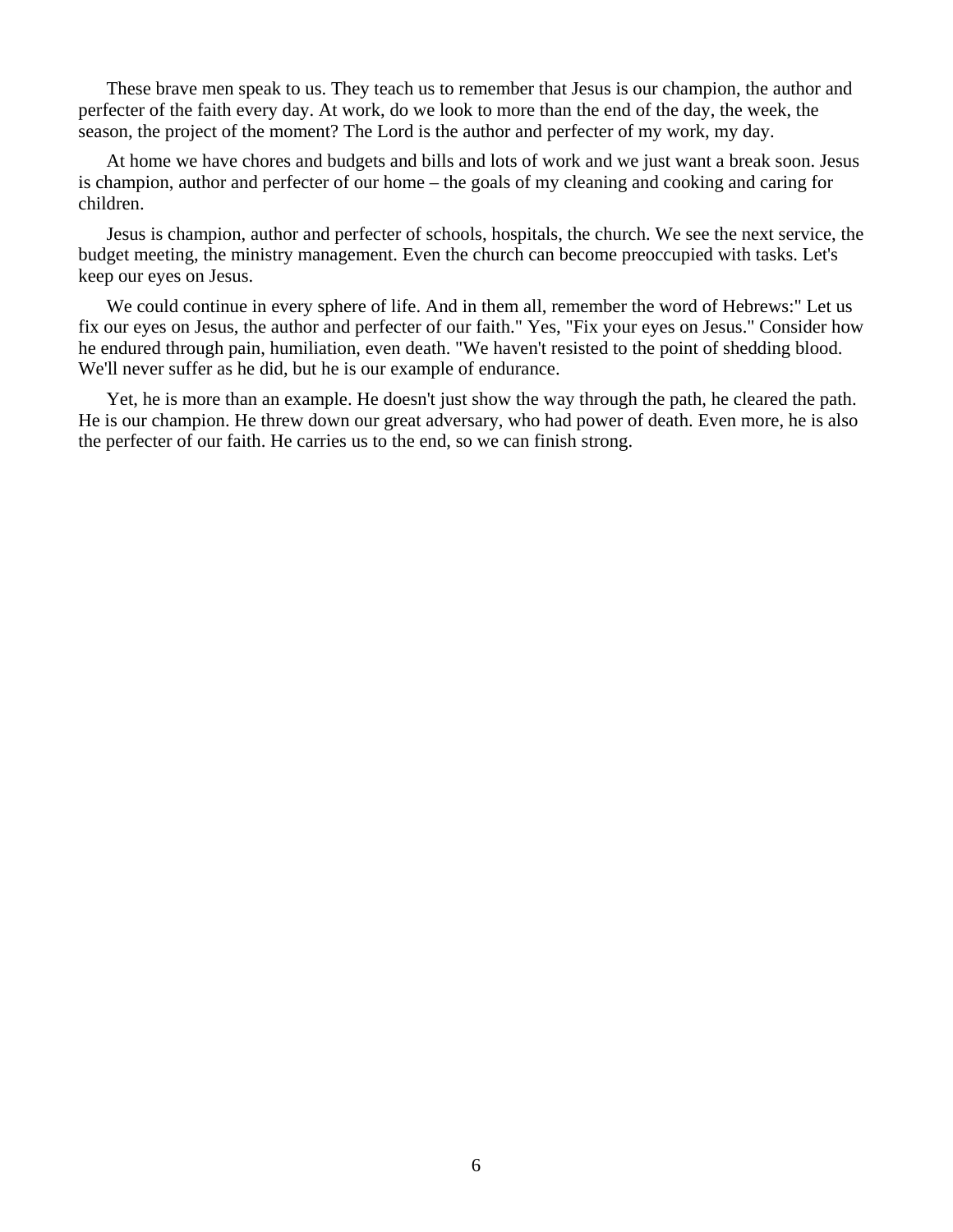These brave men speak to us. They teach us to remember that Jesus is our champion, the author and perfecter of the faith every day. At work, do we look to more than the end of the day, the week, the season, the project of the moment? The Lord is the author and perfecter of my work, my day.

At home we have chores and budgets and bills and lots of work and we just want a break soon. Jesus is champion, author and perfecter of our home – the goals of my cleaning and cooking and caring for children.

Jesus is champion, author and perfecter of schools, hospitals, the church. We see the next service, the budget meeting, the ministry management. Even the church can become preoccupied with tasks. Let's keep our eyes on Jesus.

We could continue in every sphere of life. And in them all, remember the word of Hebrews:" Let us fix our eyes on Jesus, the author and perfecter of our faith." Yes, "Fix your eyes on Jesus." Consider how he endured through pain, humiliation, even death. "We haven't resisted to the point of shedding blood. We'll never suffer as he did, but he is our example of endurance.

Yet, he is more than an example. He doesn't just show the way through the path, he cleared the path. He is our champion. He threw down our great adversary, who had power of death. Even more, he is also the perfecter of our faith. He carries us to the end, so we can finish strong.